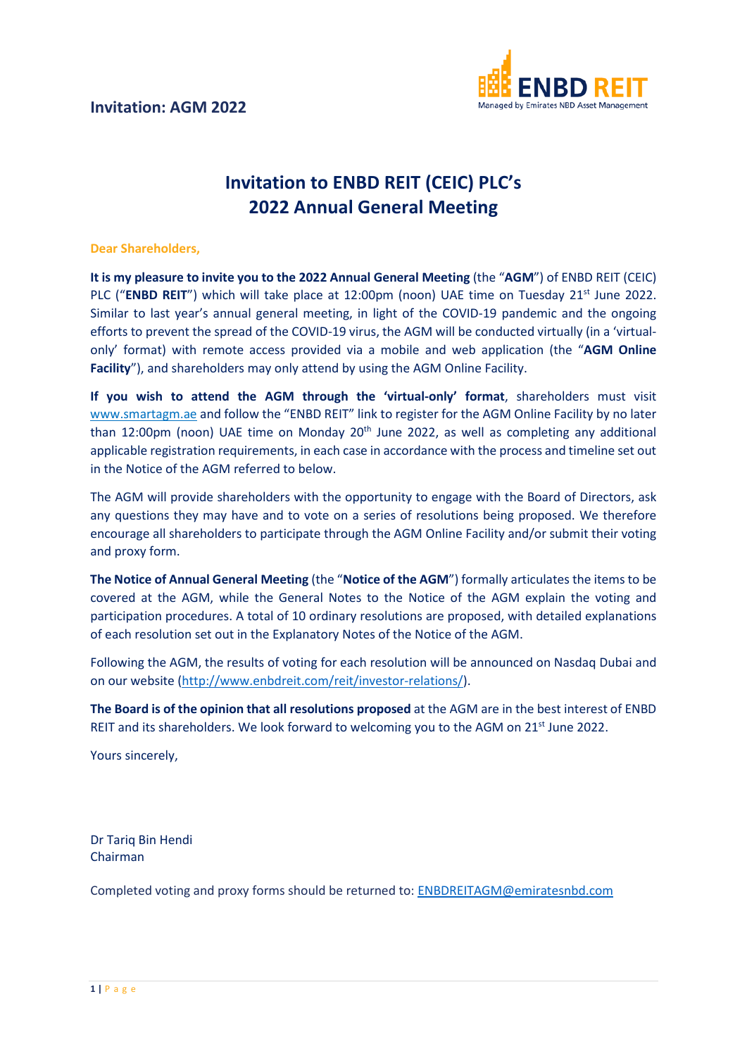**Invitation: AGM 2022**

ENBD REIT
Managed by Emirates NBD Asset Management

# Invitation to ENBD REIT (CEIC) PLC's 2022 Annual General Meeting

**Dear Shareholders,**

**It is my pleasure to invite you to the 2022 Annual General Meeting** (the "**AGM**") of ENBD REIT (CEIC) PLC ("**ENBD REIT**") which will take place at 12:00pm (noon) UAE time on Tuesday 21st June 2022. Similar to last year's annual general meeting, in light of the COVID-19 pandemic and the ongoing efforts to prevent the spread of the COVID-19 virus, the AGM will be conducted virtually (in a 'virtual-only' format) with remote access provided via a mobile and web application (the "**AGM Online Facility**"), and shareholders may only attend by using the AGM Online Facility.

**If you wish to attend the AGM through the 'virtual-only' format**, shareholders must visit www.smartagm.ae and follow the "ENBD REIT" link to register for the AGM Online Facility by no later than 12:00pm (noon) UAE time on Monday 20th June 2022, as well as completing any additional applicable registration requirements, in each case in accordance with the process and timeline set out in the Notice of the AGM referred to below.

The AGM will provide shareholders with the opportunity to engage with the Board of Directors, ask any questions they may have and to vote on a series of resolutions being proposed. We therefore encourage all shareholders to participate through the AGM Online Facility and/or submit their voting and proxy form.

**The Notice of Annual General Meeting** (the "**Notice of the AGM**") formally articulates the items to be covered at the AGM, while the General Notes to the Notice of the AGM explain the voting and participation procedures. A total of 10 ordinary resolutions are proposed, with detailed explanations of each resolution set out in the Explanatory Notes of the Notice of the AGM.

Following the AGM, the results of voting for each resolution will be announced on Nasdaq Dubai and on our website (http://www.enbdreit.com/reit/investor-relations/).

**The Board is of the opinion that all resolutions proposed** at the AGM are in the best interest of ENBD REIT and its shareholders. We look forward to welcoming you to the AGM on 21st June 2022.

Yours sincerely,

Dr Tariq Bin Hendi
Chairman

Completed voting and proxy forms should be returned to: ENBDREITAGM@emiratesnbd.com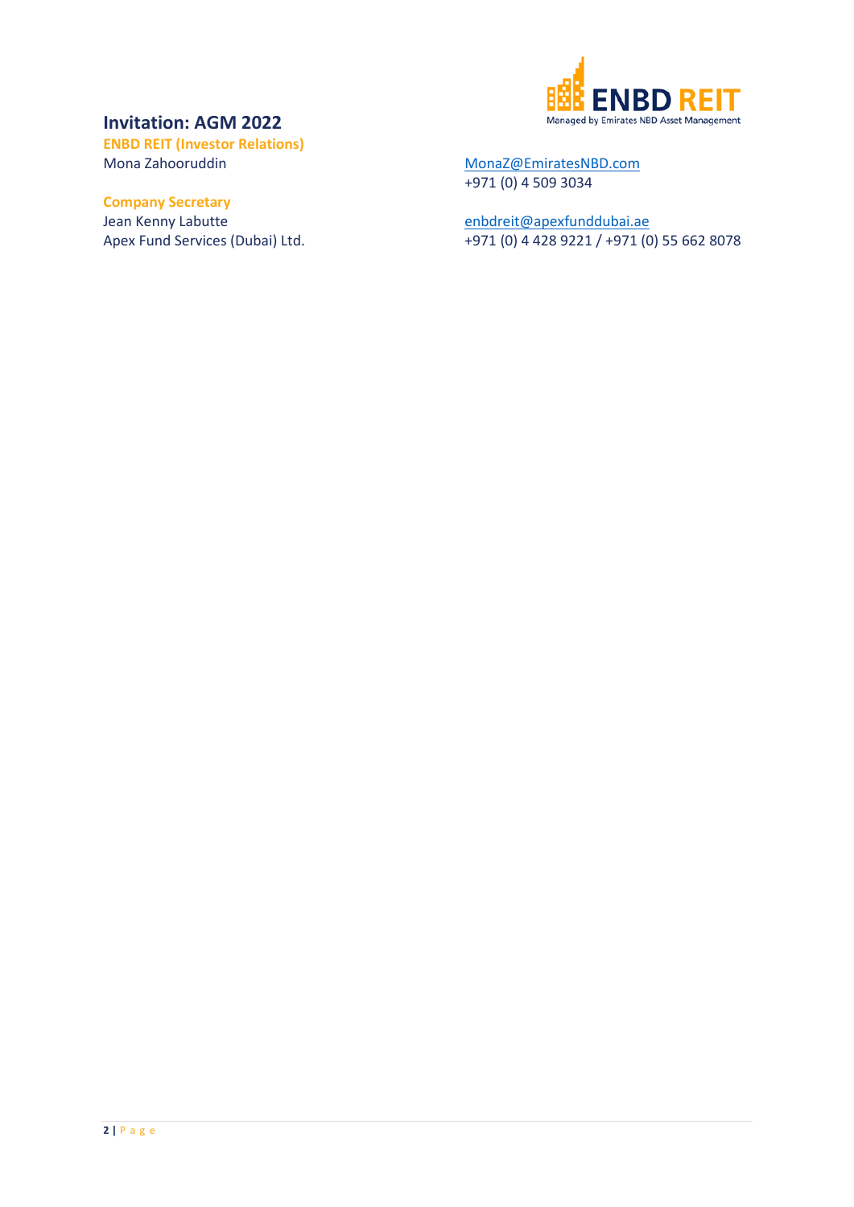# Invitation: AGM 2022

ENBD REIT — Managed by Emirates NBD Asset Management

**ENBD REIT (Investor Relations)**
Mona Zahooruddin
MonaZ@EmiratesNBD.com
+971 (0) 4 509 3034

**Company Secretary**
Jean Kenny Labutte
Apex Fund Services (Dubai) Ltd.
enbdreit@apexfunddubai.ae
+971 (0) 4 428 9221 / +971 (0) 55 662 8078